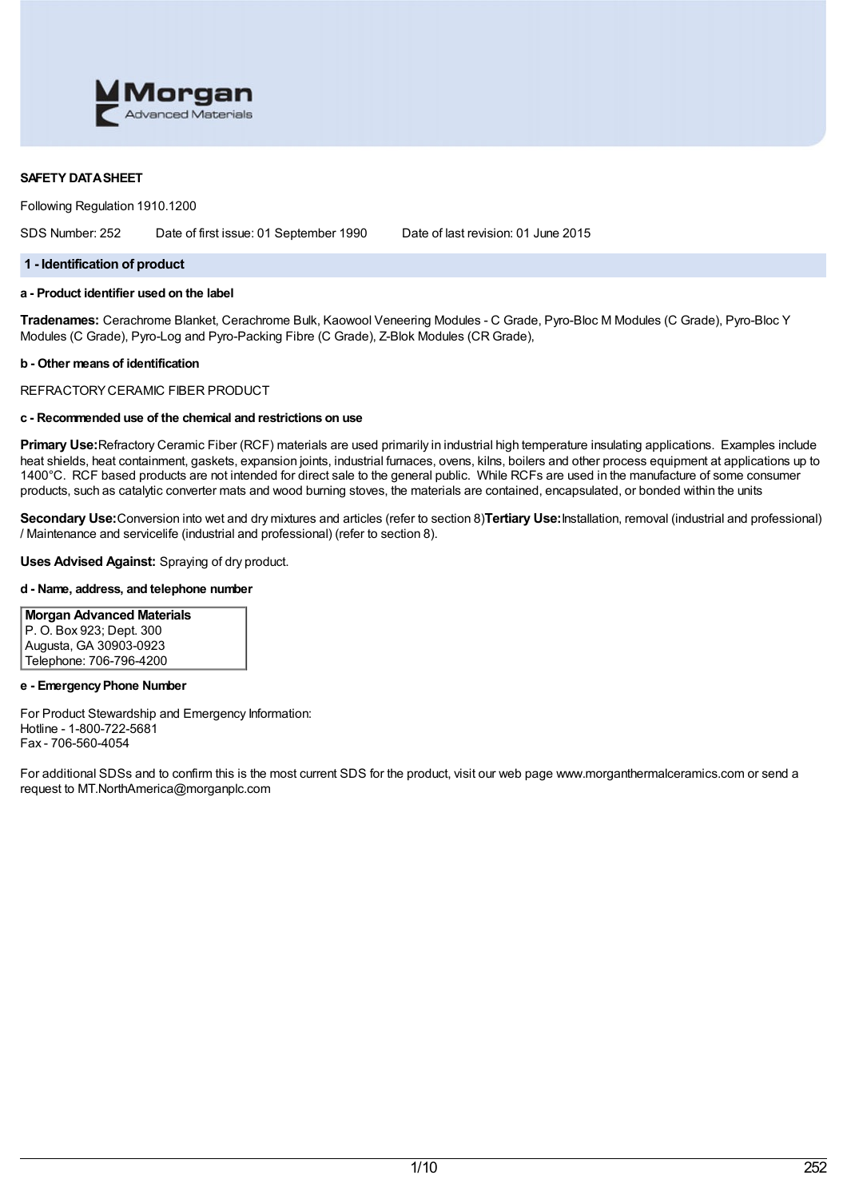Morgan Advanced Materials

**SAFETY DATA SHEET**

Following Regulation 1910.1200

SDS Number: 252 Date of first issue: 01 September 1990 Date of last revision: 01 June 2015

## 1 - Identification of product

### a - Product identifier used on the label

**Tradenames:** Cerachrome Blanket, Cerachrome Bulk, Kaowool Veneering Modules - C Grade, Pyro-Bloc M Modules (C Grade), Pyro-Bloc Y Modules (C Grade), Pyro-Log and Pyro-Packing Fibre (C Grade), Z-Blok Modules (CR Grade),

### b - Other means of identification

REFRACTORY CERAMIC FIBER PRODUCT

### c - Recommended use of the chemical and restrictions on use

**Primary Use:** Refractory Ceramic Fiber (RCF) materials are used primarily in industrial high temperature insulating applications. Examples include heat shields, heat containment, gaskets, expansion joints, industrial furnaces, ovens, kilns, boilers and other process equipment at applications up to 1400°C. RCF based products are not intended for direct sale to the general public. While RCFs are used in the manufacture of some consumer products, such as catalytic converter mats and wood burning stoves, the materials are contained, encapsulated, or bonded within the units

**Secondary Use:** Conversion into wet and dry mixtures and articles (refer to section 8) **Tertiary Use:** Installation, removal (industrial and professional) / Maintenance and servicelife (industrial and professional) (refer to section 8).

**Uses Advised Against:** Spraying of dry product.

### d - Name, address, and telephone number

**Morgan Advanced Materials**
P. O. Box 923; Dept. 300
Augusta, GA 30903-0923
Telephone: 706-796-4200

### e - Emergency Phone Number

For Product Stewardship and Emergency Information:
Hotline - 1-800-722-5681
Fax - 706-560-4054

For additional SDSs and to confirm this is the most current SDS for the product, visit our web page www.morganthermalceramics.com or send a request to MT.NorthAmerica@morganplc.com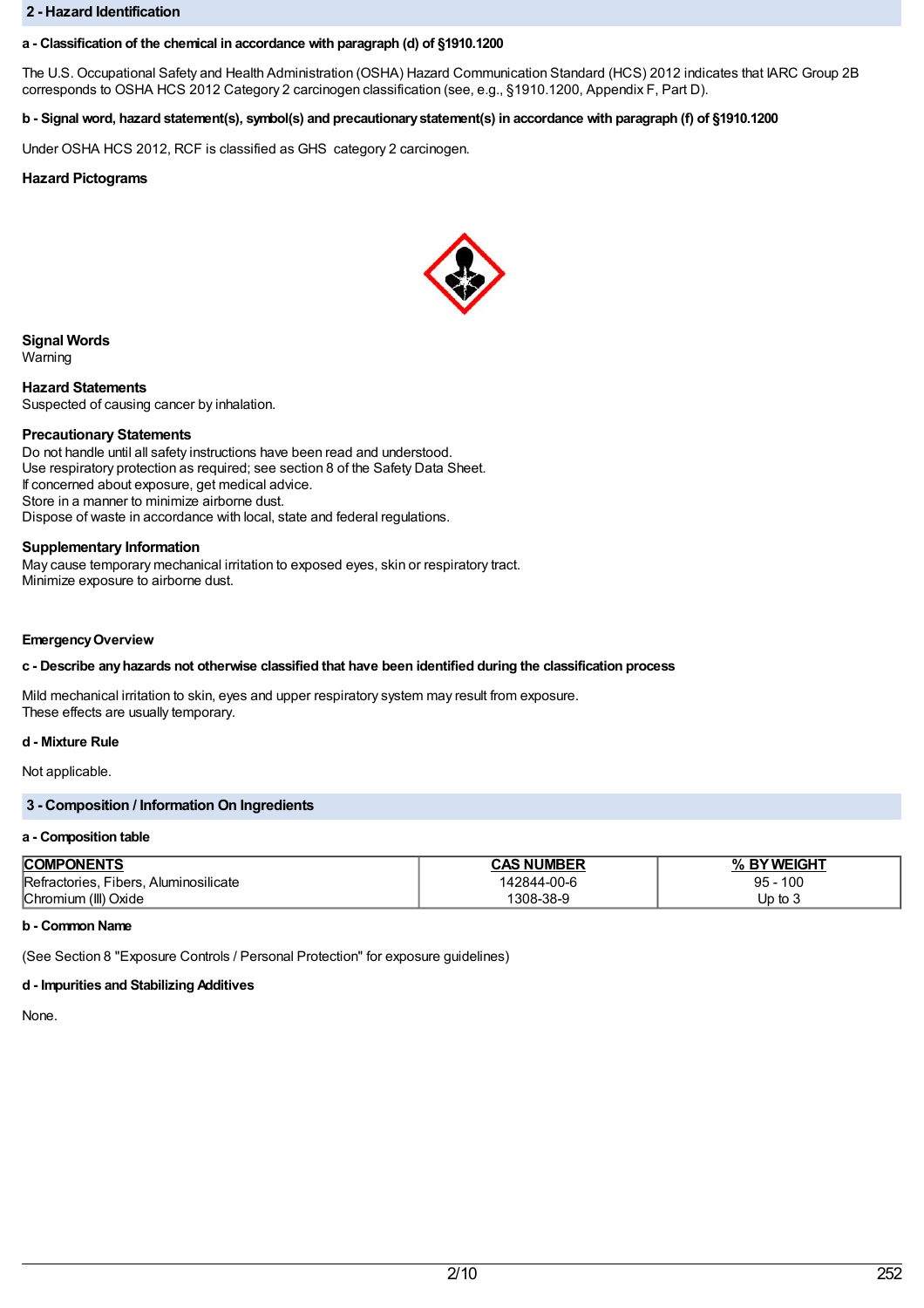## 2 - Hazard Identification

**a - Classification of the chemical in accordance with paragraph (d) of §1910.1200**

The U.S. Occupational Safety and Health Administration (OSHA) Hazard Communication Standard (HCS) 2012 indicates that IARC Group 2B corresponds to OSHA HCS 2012 Category 2 carcinogen classification (see, e.g., §1910.1200, Appendix F, Part D).

**b - Signal word, hazard statement(s), symbol(s) and precautionary statement(s) in accordance with paragraph (f) of §1910.1200**

Under OSHA HCS 2012, RCF is classified as GHS category 2 carcinogen.

**Hazard Pictograms**

**Signal Words**
Warning

**Hazard Statements**
Suspected of causing cancer by inhalation.

**Precautionary Statements**
Do not handle until all safety instructions have been read and understood.
Use respiratory protection as required; see section 8 of the Safety Data Sheet.
If concerned about exposure, get medical advice.
Store in a manner to minimize airborne dust.
Dispose of waste in accordance with local, state and federal regulations.

**Supplementary Information**
May cause temporary mechanical irritation to exposed eyes, skin or respiratory tract.
Minimize exposure to airborne dust.

**Emergency Overview**

**c - Describe any hazards not otherwise classified that have been identified during the classification process**

Mild mechanical irritation to skin, eyes and upper respiratory system may result from exposure.
These effects are usually temporary.

**d - Mixture Rule**

Not applicable.

## 3 - Composition / Information On Ingredients

**a - Composition table**

| COMPONENTS | CAS NUMBER | % BY WEIGHT |
|---|---|---|
| Refractories, Fibers, Aluminosilicate | 142844-00-6 | 95 - 100 |
| Chromium (III) Oxide | 1308-38-9 | Up to 3 |

**b - Common Name**

(See Section 8 "Exposure Controls / Personal Protection" for exposure guidelines)

**d - Impurities and Stabilizing Additives**

None.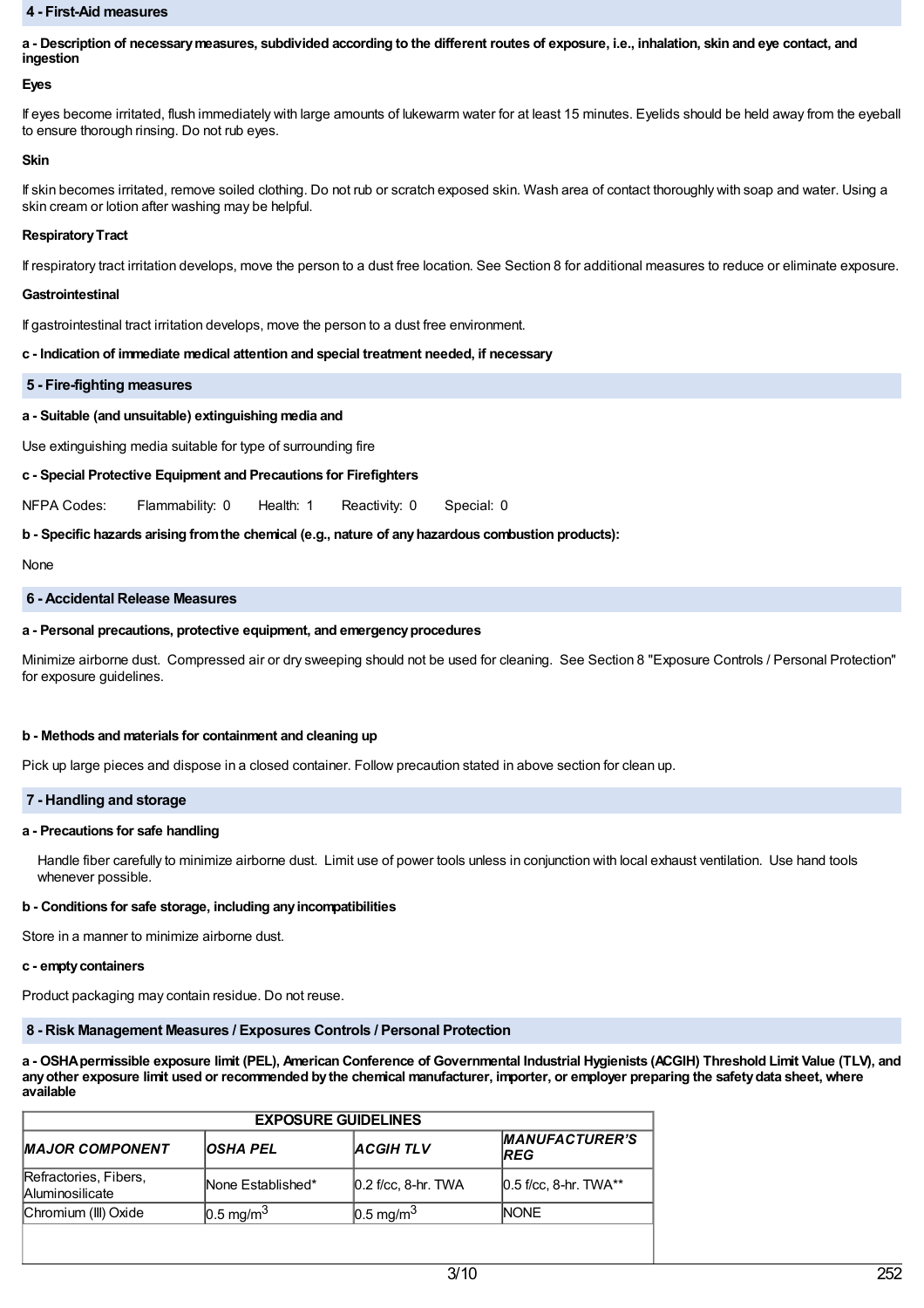## 4 - First-Aid measures

**a - Description of necessary measures, subdivided according to the different routes of exposure, i.e., inhalation, skin and eye contact, and ingestion**

**Eyes**

If eyes become irritated, flush immediately with large amounts of lukewarm water for at least 15 minutes. Eyelids should be held away from the eyeball to ensure thorough rinsing. Do not rub eyes.

**Skin**

If skin becomes irritated, remove soiled clothing. Do not rub or scratch exposed skin. Wash area of contact thoroughly with soap and water. Using a skin cream or lotion after washing may be helpful.

**Respiratory Tract**

If respiratory tract irritation develops, move the person to a dust free location. See Section 8 for additional measures to reduce or eliminate exposure.

**Gastrointestinal**

If gastrointestinal tract irritation develops, move the person to a dust free environment.

**c - Indication of immediate medical attention and special treatment needed, if necessary**

## 5 - Fire-fighting measures

**a - Suitable (and unsuitable) extinguishing media and**

Use extinguishing media suitable for type of surrounding fire

**c - Special Protective Equipment and Precautions for Firefighters**

NFPA Codes: Flammability: 0 Health: 1 Reactivity: 0 Special: 0

**b - Specific hazards arising from the chemical (e.g., nature of any hazardous combustion products):**

None

## 6 - Accidental Release Measures

**a - Personal precautions, protective equipment, and emergency procedures**

Minimize airborne dust. Compressed air or dry sweeping should not be used for cleaning. See Section 8 "Exposure Controls / Personal Protection" for exposure guidelines.

**b - Methods and materials for containment and cleaning up**

Pick up large pieces and dispose in a closed container. Follow precaution stated in above section for clean up.

## 7 - Handling and storage

**a - Precautions for safe handling**

Handle fiber carefully to minimize airborne dust. Limit use of power tools unless in conjunction with local exhaust ventilation. Use hand tools whenever possible.

**b - Conditions for safe storage, including any incompatibilities**

Store in a manner to minimize airborne dust.

**c - empty containers**

Product packaging may contain residue. Do not reuse.

## 8 - Risk Management Measures / Exposures Controls / Personal Protection

**a - OSHA permissible exposure limit (PEL), American Conference of Governmental Industrial Hygienists (ACGIH) Threshold Limit Value (TLV), and any other exposure limit used or recommended by the chemical manufacturer, importer, or employer preparing the safety data sheet, where available**

| EXPOSURE GUIDELINES | | | |
|---|---|---|---|
| ***MAJOR COMPONENT*** | ***OSHA PEL*** | ***ACGIH TLV*** | ***MANUFACTURER'S REG*** |
| Refractories, Fibers, Aluminosilicate | None Established* | 0.2 f/cc, 8-hr. TWA | 0.5 f/cc, 8-hr. TWA** |
| Chromium (III) Oxide | 0.5 mg/m$^3$ | 0.5 mg/m$^3$ | NONE |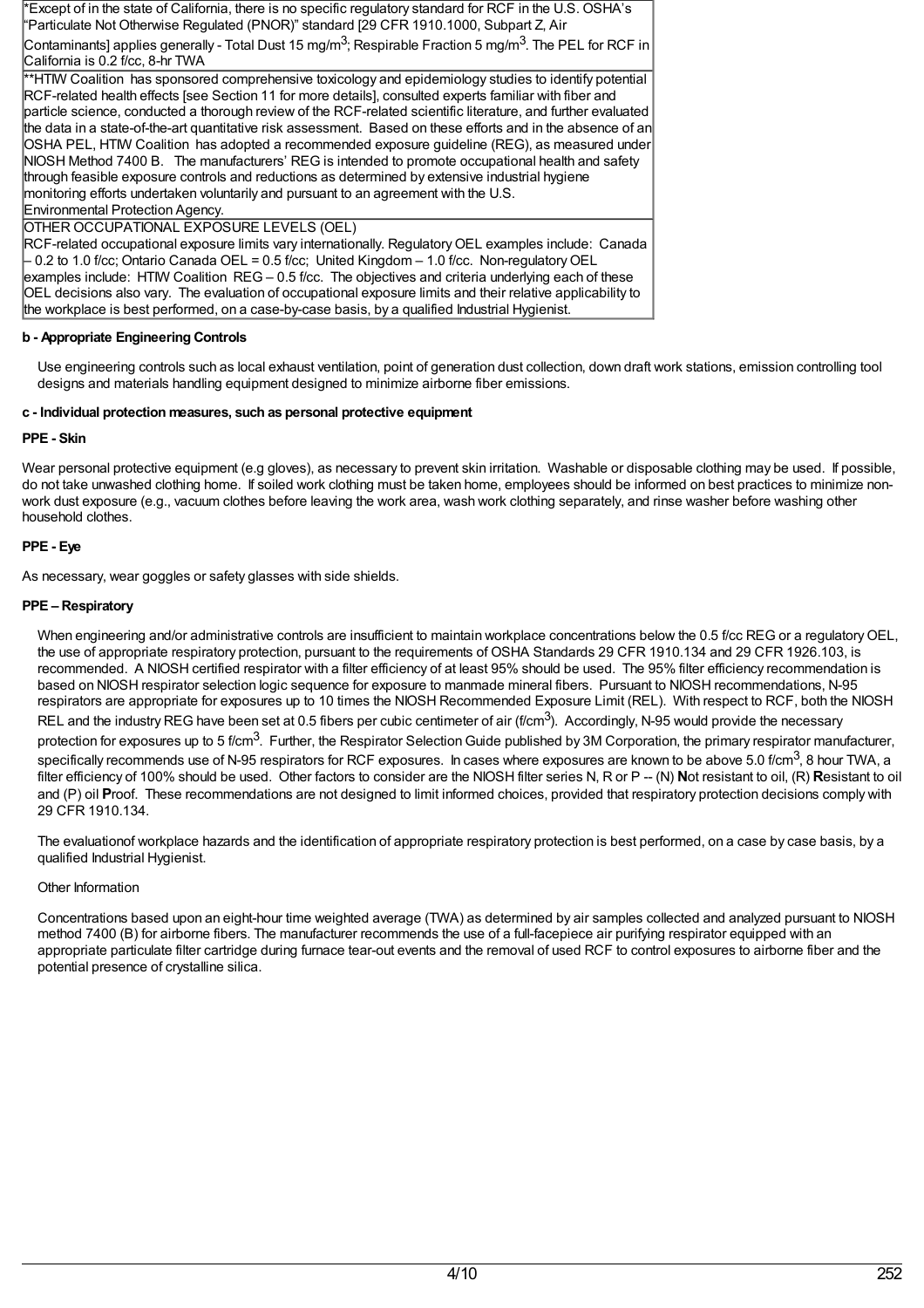| *Except of in the state of California, there is no specific regulatory standard for RCF in the U.S. OSHA's "Particulate Not Otherwise Regulated (PNOR)" standard [29 CFR 1910.1000, Subpart Z, Air Contaminants] applies generally - Total Dust 15 mg/m$^3$; Respirable Fraction 5 mg/m$^3$. The PEL for RCF in California is 0.2 f/cc, 8-hr TWA |
|---|
| **HTIW Coalition has sponsored comprehensive toxicology and epidemiology studies to identify potential RCF-related health effects [see Section 11 for more details], consulted experts familiar with fiber and particle science, conducted a thorough review of the RCF-related scientific literature, and further evaluated the data in a state-of-the-art quantitative risk assessment. Based on these efforts and in the absence of an OSHA PEL, HTIW Coalition has adopted a recommended exposure guideline (REG), as measured under NIOSH Method 7400 B. The manufacturers' REG is intended to promote occupational health and safety through feasible exposure controls and reductions as determined by extensive industrial hygiene monitoring efforts undertaken voluntarily and pursuant to an agreement with the U.S. Environmental Protection Agency. |
| OTHER OCCUPATIONAL EXPOSURE LEVELS (OEL)<br>RCF-related occupational exposure limits vary internationally. Regulatory OEL examples include: Canada – 0.2 to 1.0 f/cc; Ontario Canada OEL = 0.5 f/cc; United Kingdom – 1.0 f/cc. Non-regulatory OEL examples include: HTIW Coalition REG – 0.5 f/cc. The objectives and criteria underlying each of these OEL decisions also vary. The evaluation of occupational exposure limits and their relative applicability to the workplace is best performed, on a case-by-case basis, by a qualified Industrial Hygienist. |

**b - Appropriate Engineering Controls**

Use engineering controls such as local exhaust ventilation, point of generation dust collection, down draft work stations, emission controlling tool designs and materials handling equipment designed to minimize airborne fiber emissions.

**c - Individual protection measures, such as personal protective equipment**

**PPE - Skin**

Wear personal protective equipment (e.g gloves), as necessary to prevent skin irritation. Washable or disposable clothing may be used. If possible, do not take unwashed clothing home. If soiled work clothing must be taken home, employees should be informed on best practices to minimize non-work dust exposure (e.g., vacuum clothes before leaving the work area, wash work clothing separately, and rinse washer before washing other household clothes.

**PPE - Eye**

As necessary, wear goggles or safety glasses with side shields.

**PPE – Respiratory**

When engineering and/or administrative controls are insufficient to maintain workplace concentrations below the 0.5 f/cc REG or a regulatory OEL, the use of appropriate respiratory protection, pursuant to the requirements of OSHA Standards 29 CFR 1910.134 and 29 CFR 1926.103, is recommended. A NIOSH certified respirator with a filter efficiency of at least 95% should be used. The 95% filter efficiency recommendation is based on NIOSH respirator selection logic sequence for exposure to manmade mineral fibers. Pursuant to NIOSH recommendations, N-95 respirators are appropriate for exposures up to 10 times the NIOSH Recommended Exposure Limit (REL). With respect to RCF, both the NIOSH REL and the industry REG have been set at 0.5 fibers per cubic centimeter of air (f/cm$^3$). Accordingly, N-95 would provide the necessary protection for exposures up to 5 f/cm$^3$. Further, the Respirator Selection Guide published by 3M Corporation, the primary respirator manufacturer, specifically recommends use of N-95 respirators for RCF exposures. In cases where exposures are known to be above 5.0 f/cm$^3$, 8 hour TWA, a filter efficiency of 100% should be used. Other factors to consider are the NIOSH filter series N, R or P -- (N) **N**ot resistant to oil, (R) **R**esistant to oil and (P) oil **P**roof. These recommendations are not designed to limit informed choices, provided that respiratory protection decisions comply with 29 CFR 1910.134.

The evaluationof workplace hazards and the identification of appropriate respiratory protection is best performed, on a case by case basis, by a qualified Industrial Hygienist.

Other Information

Concentrations based upon an eight-hour time weighted average (TWA) as determined by air samples collected and analyzed pursuant to NIOSH method 7400 (B) for airborne fibers. The manufacturer recommends the use of a full-facepiece air purifying respirator equipped with an appropriate particulate filter cartridge during furnace tear-out events and the removal of used RCF to control exposures to airborne fiber and the potential presence of crystalline silica.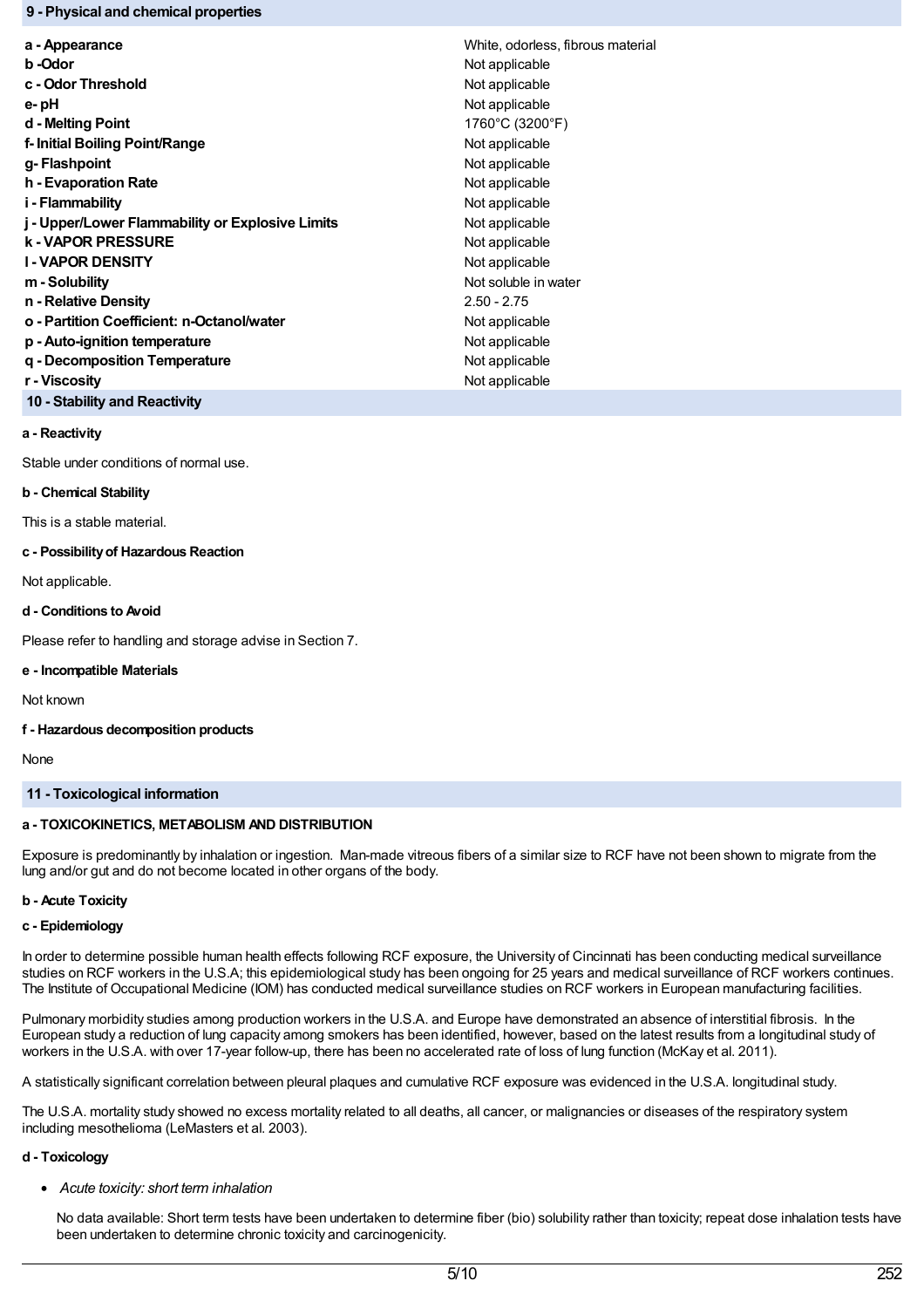## 9 - Physical and chemical properties

| | |
|---|---|
| **a - Appearance** | White, odorless, fibrous material |
| **b -Odor** | Not applicable |
| **c - Odor Threshold** | Not applicable |
| **e- pH** | Not applicable |
| **d - Melting Point** | 1760°C (3200°F) |
| **f- Initial Boiling Point/Range** | Not applicable |
| **g- Flashpoint** | Not applicable |
| **h - Evaporation Rate** | Not applicable |
| **i - Flammability** | Not applicable |
| **j - Upper/Lower Flammability or Explosive Limits** | Not applicable |
| **k - VAPOR PRESSURE** | Not applicable |
| **l - VAPOR DENSITY** | Not applicable |
| **m - Solubility** | Not soluble in water |
| **n - Relative Density** | 2.50 - 2.75 |
| **o - Partition Coefficient: n-Octanol/water** | Not applicable |
| **p - Auto-ignition temperature** | Not applicable |
| **q - Decomposition Temperature** | Not applicable |
| **r - Viscosity** | Not applicable |

## 10 - Stability and Reactivity

**a - Reactivity**

Stable under conditions of normal use.

**b - Chemical Stability**

This is a stable material.

**c - Possibility of Hazardous Reaction**

Not applicable.

**d - Conditions to Avoid**

Please refer to handling and storage advise in Section 7.

**e - Incompatible Materials**

Not known

**f - Hazardous decomposition products**

None

## 11 - Toxicological information

**a - TOXICOKINETICS, METABOLISM AND DISTRIBUTION**

Exposure is predominantly by inhalation or ingestion. Man-made vitreous fibers of a similar size to RCF have not been shown to migrate from the lung and/or gut and do not become located in other organs of the body.

**b - Acute Toxicity**

**c - Epidemiology**

In order to determine possible human health effects following RCF exposure, the University of Cincinnati has been conducting medical surveillance studies on RCF workers in the U.S.A; this epidemiological study has been ongoing for 25 years and medical surveillance of RCF workers continues. The Institute of Occupational Medicine (IOM) has conducted medical surveillance studies on RCF workers in European manufacturing facilities.

Pulmonary morbidity studies among production workers in the U.S.A. and Europe have demonstrated an absence of interstitial fibrosis. In the European study a reduction of lung capacity among smokers has been identified, however, based on the latest results from a longitudinal study of workers in the U.S.A. with over 17-year follow-up, there has been no accelerated rate of loss of lung function (McKay et al. 2011).

A statistically significant correlation between pleural plaques and cumulative RCF exposure was evidenced in the U.S.A. longitudinal study.

The U.S.A. mortality study showed no excess mortality related to all deaths, all cancer, or malignancies or diseases of the respiratory system including mesothelioma (LeMasters et al. 2003).

**d - Toxicology**

- *Acute toxicity: short term inhalation*

  No data available: Short term tests have been undertaken to determine fiber (bio) solubility rather than toxicity; repeat dose inhalation tests have been undertaken to determine chronic toxicity and carcinogenicity.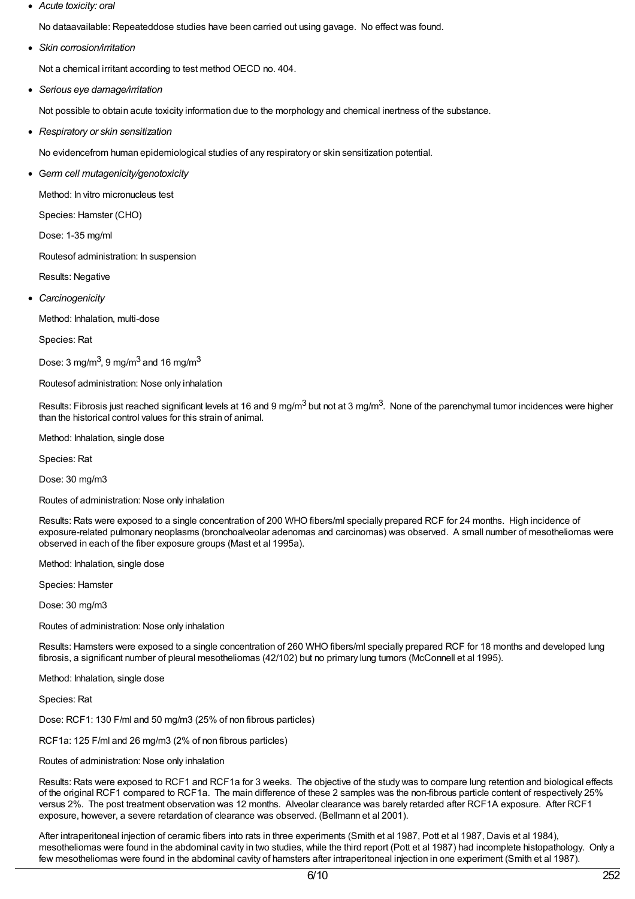- *Acute toxicity: oral*

  No dataavailable: Repeateddose studies have been carried out using gavage. No effect was found.

- *Skin corrosion/irritation*

  Not a chemical irritant according to test method OECD no. 404.

- *Serious eye damage/irritation*

  Not possible to obtain acute toxicity information due to the morphology and chemical inertness of the substance.

- *Respiratory or skin sensitization*

  No evidencefrom human epidemiological studies of any respiratory or skin sensitization potential.

- *Germ cell mutagenicity/genotoxicity*

  Method: In vitro micronucleus test

  Species: Hamster (CHO)

  Dose: 1-35 mg/ml

  Routesof administration: In suspension

  Results: Negative

- *Carcinogenicity*

  Method: Inhalation, multi-dose

  Species: Rat

  Dose: 3 mg/m$^3$, 9 mg/m$^3$ and 16 mg/m$^3$

  Routesof administration: Nose only inhalation

  Results: Fibrosis just reached significant levels at 16 and 9 mg/m$^3$ but not at 3 mg/m$^3$. None of the parenchymal tumor incidences were higher than the historical control values for this strain of animal.

  Method: Inhalation, single dose

  Species: Rat

  Dose: 30 mg/m3

  Routes of administration: Nose only inhalation

  Results: Rats were exposed to a single concentration of 200 WHO fibers/ml specially prepared RCF for 24 months. High incidence of exposure-related pulmonary neoplasms (bronchoalveolar adenomas and carcinomas) was observed. A small number of mesotheliomas were observed in each of the fiber exposure groups (Mast et al 1995a).

  Method: Inhalation, single dose

  Species: Hamster

  Dose: 30 mg/m3

  Routes of administration: Nose only inhalation

  Results: Hamsters were exposed to a single concentration of 260 WHO fibers/ml specially prepared RCF for 18 months and developed lung fibrosis, a significant number of pleural mesotheliomas (42/102) but no primary lung tumors (McConnell et al 1995).

  Method: Inhalation, single dose

  Species: Rat

  Dose: RCF1: 130 F/ml and 50 mg/m3 (25% of non fibrous particles)

  RCF1a: 125 F/ml and 26 mg/m3 (2% of non fibrous particles)

  Routes of administration: Nose only inhalation

  Results: Rats were exposed to RCF1 and RCF1a for 3 weeks. The objective of the study was to compare lung retention and biological effects of the original RCF1 compared to RCF1a. The main difference of these 2 samples was the non-fibrous particle content of respectively 25% versus 2%. The post treatment observation was 12 months. Alveolar clearance was barely retarded after RCF1A exposure. After RCF1 exposure, however, a severe retardation of clearance was observed. (Bellmann et al 2001).

  After intraperitoneal injection of ceramic fibers into rats in three experiments (Smith et al 1987, Pott et al 1987, Davis et al 1984), mesotheliomas were found in the abdominal cavity in two studies, while the third report (Pott et al 1987) had incomplete histopathology. Only a few mesotheliomas were found in the abdominal cavity of hamsters after intraperitoneal injection in one experiment (Smith et al 1987).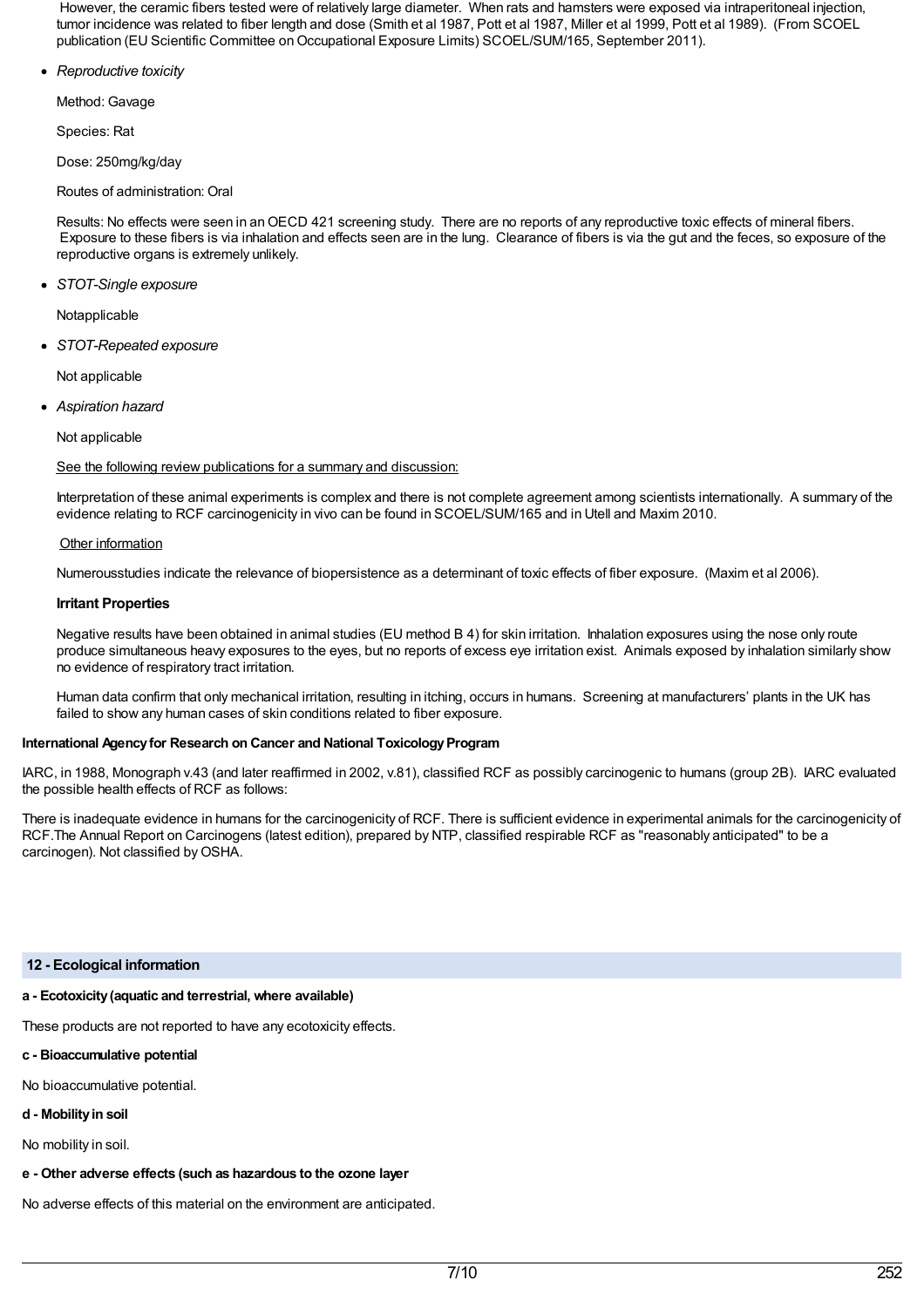However, the ceramic fibers tested were of relatively large diameter. When rats and hamsters were exposed via intraperitoneal injection, tumor incidence was related to fiber length and dose (Smith et al 1987, Pott et al 1987, Miller et al 1999, Pott et al 1989). (From SCOEL publication (EU Scientific Committee on Occupational Exposure Limits) SCOEL/SUM/165, September 2011).

- *Reproductive toxicity*

  Method: Gavage

  Species: Rat

  Dose: 250mg/kg/day

  Routes of administration: Oral

  Results: No effects were seen in an OECD 421 screening study. There are no reports of any reproductive toxic effects of mineral fibers. Exposure to these fibers is via inhalation and effects seen are in the lung. Clearance of fibers is via the gut and the feces, so exposure of the reproductive organs is extremely unlikely.

- *STOT-Single exposure*

  Notapplicable

- *STOT-Repeated exposure*

  Not applicable

- *Aspiration hazard*

  Not applicable

  See the following review publications for a summary and discussion:

  Interpretation of these animal experiments is complex and there is not complete agreement among scientists internationally. A summary of the evidence relating to RCF carcinogenicity in vivo can be found in SCOEL/SUM/165 and in Utell and Maxim 2010.

  Other information

  Numerousstudies indicate the relevance of biopersistence as a determinant of toxic effects of fiber exposure. (Maxim et al 2006).

  **Irritant Properties**

  Negative results have been obtained in animal studies (EU method B 4) for skin irritation. Inhalation exposures using the nose only route produce simultaneous heavy exposures to the eyes, but no reports of excess eye irritation exist. Animals exposed by inhalation similarly show no evidence of respiratory tract irritation.

  Human data confirm that only mechanical irritation, resulting in itching, occurs in humans. Screening at manufacturers' plants in the UK has failed to show any human cases of skin conditions related to fiber exposure.

**International Agency for Research on Cancer and National Toxicology Program**

IARC, in 1988, Monograph v.43 (and later reaffirmed in 2002, v.81), classified RCF as possibly carcinogenic to humans (group 2B). IARC evaluated the possible health effects of RCF as follows:

There is inadequate evidence in humans for the carcinogenicity of RCF. There is sufficient evidence in experimental animals for the carcinogenicity of RCF.The Annual Report on Carcinogens (latest edition), prepared by NTP, classified respirable RCF as "reasonably anticipated" to be a carcinogen). Not classified by OSHA.

## 12 - Ecological information

**a - Ecotoxicity (aquatic and terrestrial, where available)**

These products are not reported to have any ecotoxicity effects.

**c - Bioaccumulative potential**

No bioaccumulative potential.

**d - Mobility in soil**

No mobility in soil.

**e - Other adverse effects (such as hazardous to the ozone layer**

No adverse effects of this material on the environment are anticipated.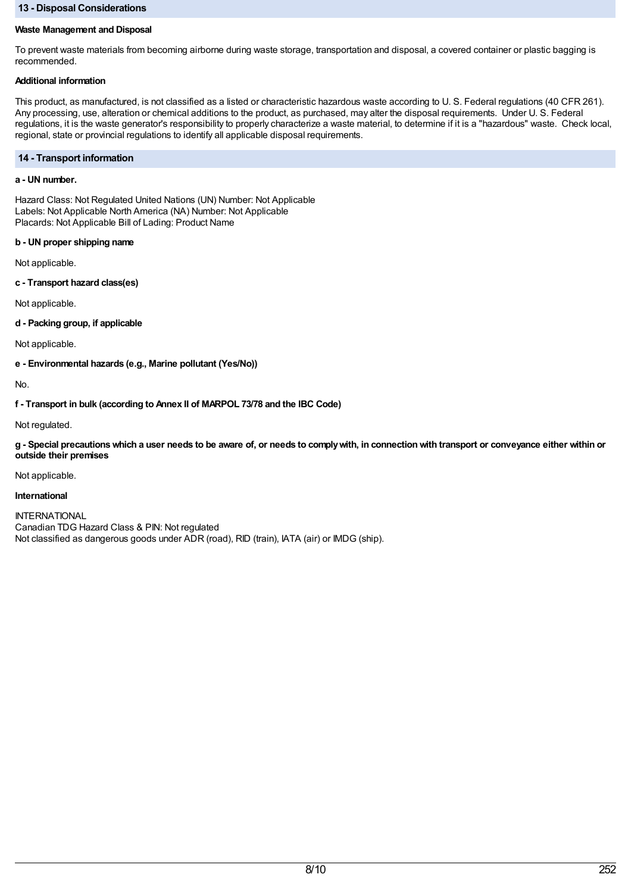## 13 - Disposal Considerations

**Waste Management and Disposal**

To prevent waste materials from becoming airborne during waste storage, transportation and disposal, a covered container or plastic bagging is recommended.

**Additional information**

This product, as manufactured, is not classified as a listed or characteristic hazardous waste according to U. S. Federal regulations (40 CFR 261). Any processing, use, alteration or chemical additions to the product, as purchased, may alter the disposal requirements. Under U. S. Federal regulations, it is the waste generator's responsibility to properly characterize a waste material, to determine if it is a "hazardous" waste. Check local, regional, state or provincial regulations to identify all applicable disposal requirements.

## 14 - Transport information

**a - UN number.**

Hazard Class: Not Regulated United Nations (UN) Number: Not Applicable
Labels: Not Applicable North America (NA) Number: Not Applicable
Placards: Not Applicable Bill of Lading: Product Name

**b - UN proper shipping name**

Not applicable.

**c - Transport hazard class(es)**

Not applicable.

**d - Packing group, if applicable**

Not applicable.

**e - Environmental hazards (e.g., Marine pollutant (Yes/No))**

No.

**f - Transport in bulk (according to Annex II of MARPOL 73/78 and the IBC Code)**

Not regulated.

**g - Special precautions which a user needs to be aware of, or needs to comply with, in connection with transport or conveyance either within or outside their premises**

Not applicable.

**International**

INTERNATIONAL
Canadian TDG Hazard Class & PIN: Not regulated
Not classified as dangerous goods under ADR (road), RID (train), IATA (air) or IMDG (ship).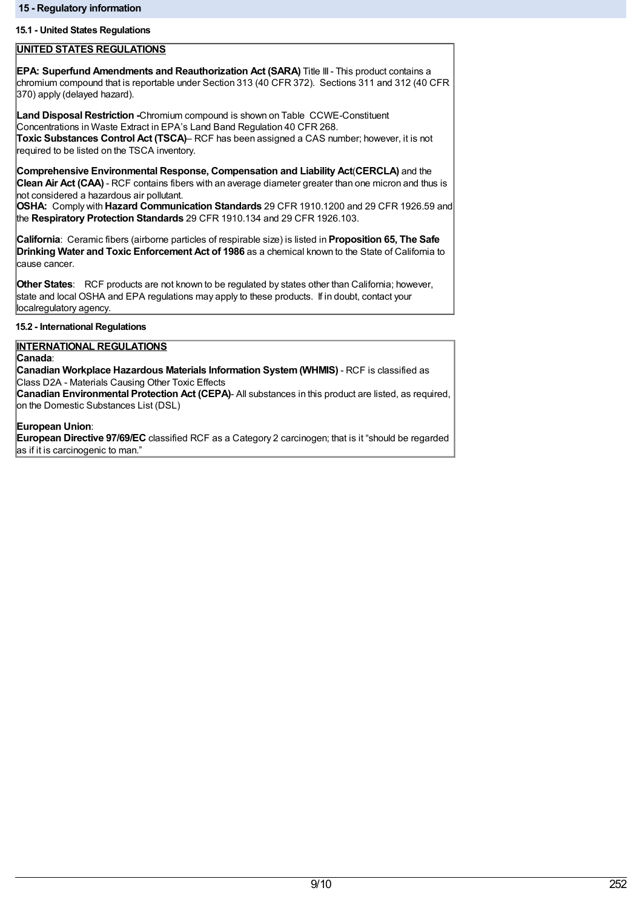## 15 - Regulatory information

### 15.1 - United States Regulations

**UNITED STATES REGULATIONS**

**EPA: Superfund Amendments and Reauthorization Act (SARA)** Title III - This product contains a chromium compound that is reportable under Section 313 (40 CFR 372). Sections 311 and 312 (40 CFR 370) apply (delayed hazard).

**Land Disposal Restriction -**Chromium compound is shown on Table CCWE-Constituent Concentrations in Waste Extract in EPA's Land Band Regulation 40 CFR 268.
**Toxic Substances Control Act (TSCA)**– RCF has been assigned a CAS number; however, it is not required to be listed on the TSCA inventory.

**Comprehensive Environmental Response, Compensation and Liability Act**(**CERCLA)** and the **Clean Air Act (CAA)** - RCF contains fibers with an average diameter greater than one micron and thus is not considered a hazardous air pollutant.
**OSHA:** Comply with **Hazard Communication Standards** 29 CFR 1910.1200 and 29 CFR 1926.59 and the **Respiratory Protection Standards** 29 CFR 1910.134 and 29 CFR 1926.103.

**California**: Ceramic fibers (airborne particles of respirable size) is listed in **Proposition 65, The Safe Drinking Water and Toxic Enforcement Act of 1986** as a chemical known to the State of California to cause cancer.

**Other States**: RCF products are not known to be regulated by states other than California; however, state and local OSHA and EPA regulations may apply to these products. If in doubt, contact your localregulatory agency.

### 15.2 - International Regulations

**INTERNATIONAL REGULATIONS**

**Canada**:
**Canadian Workplace Hazardous Materials Information System (WHMIS)** - RCF is classified as Class D2A - Materials Causing Other Toxic Effects
**Canadian Environmental Protection Act (CEPA)**- All substances in this product are listed, as required, on the Domestic Substances List (DSL)

**European Union**:
**European Directive 97/69/EC** classified RCF as a Category 2 carcinogen; that is it "should be regarded as if it is carcinogenic to man."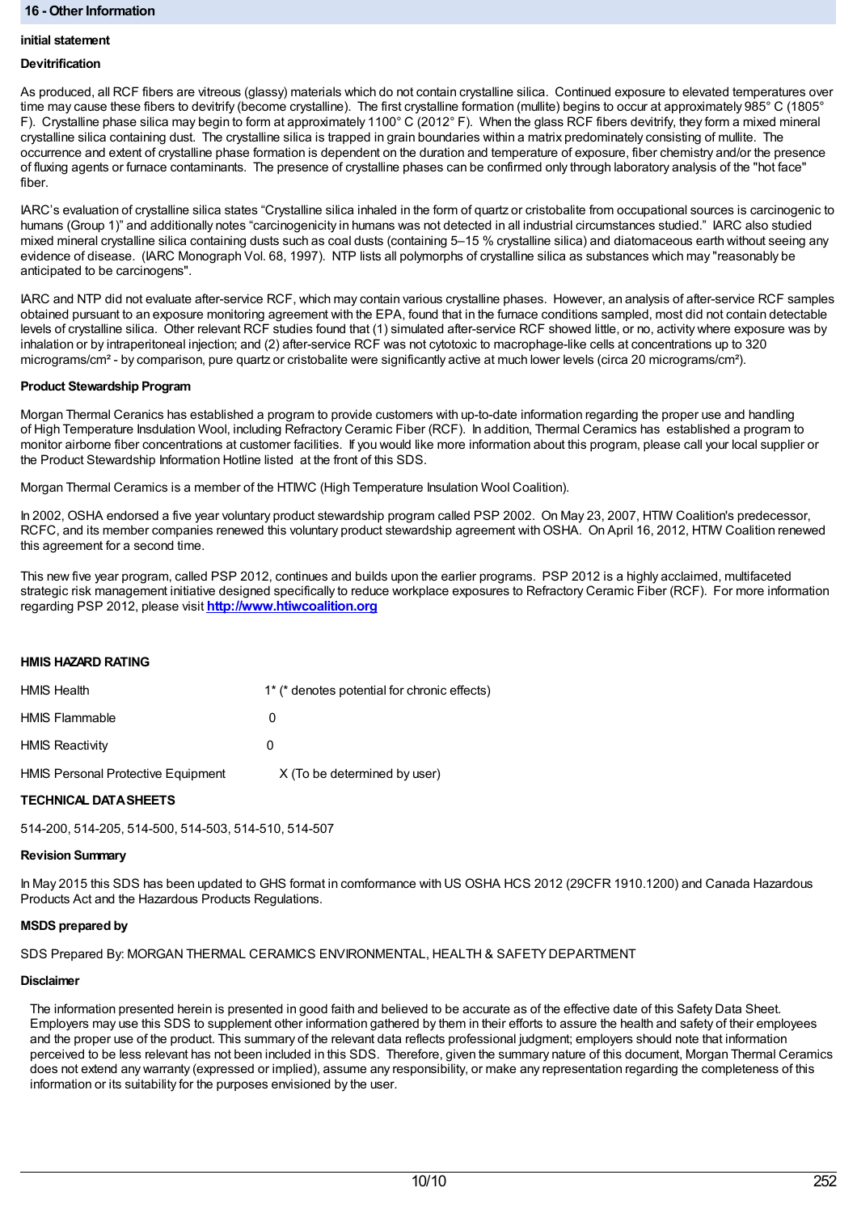## 16 - Other Information

**initial statement**

**Devitrification**

As produced, all RCF fibers are vitreous (glassy) materials which do not contain crystalline silica. Continued exposure to elevated temperatures over time may cause these fibers to devitrify (become crystalline). The first crystalline formation (mullite) begins to occur at approximately 985° C (1805° F). Crystalline phase silica may begin to form at approximately 1100° C (2012° F). When the glass RCF fibers devitrify, they form a mixed mineral crystalline silica containing dust. The crystalline silica is trapped in grain boundaries within a matrix predominately consisting of mullite. The occurrence and extent of crystalline phase formation is dependent on the duration and temperature of exposure, fiber chemistry and/or the presence of fluxing agents or furnace contaminants. The presence of crystalline phases can be confirmed only through laboratory analysis of the "hot face" fiber.

IARC's evaluation of crystalline silica states "Crystalline silica inhaled in the form of quartz or cristobalite from occupational sources is carcinogenic to humans (Group 1)" and additionally notes "carcinogenicity in humans was not detected in all industrial circumstances studied." IARC also studied mixed mineral crystalline silica containing dusts such as coal dusts (containing 5–15 % crystalline silica) and diatomaceous earth without seeing any evidence of disease. (IARC Monograph Vol. 68, 1997). NTP lists all polymorphs of crystalline silica as substances which may "reasonably be anticipated to be carcinogens".

IARC and NTP did not evaluate after-service RCF, which may contain various crystalline phases. However, an analysis of after-service RCF samples obtained pursuant to an exposure monitoring agreement with the EPA, found that in the furnace conditions sampled, most did not contain detectable levels of crystalline silica. Other relevant RCF studies found that (1) simulated after-service RCF showed little, or no, activity where exposure was by inhalation or by intraperitoneal injection; and (2) after-service RCF was not cytotoxic to macrophage-like cells at concentrations up to 320 micrograms/cm² - by comparison, pure quartz or cristobalite were significantly active at much lower levels (circa 20 micrograms/cm²).

**Product Stewardship Program**

Morgan Thermal Ceramics has established a program to provide customers with up-to-date information regarding the proper use and handling of High Temperature Insdulation Wool, including Refractory Ceramic Fiber (RCF). In addition, Thermal Ceramics has established a program to monitor airborne fiber concentrations at customer facilities. If you would like more information about this program, please call your local supplier or the Product Stewardship Information Hotline listed at the front of this SDS.

Morgan Thermal Ceramics is a member of the HTIWC (High Temperature Insulation Wool Coalition).

In 2002, OSHA endorsed a five year voluntary product stewardship program called PSP 2002. On May 23, 2007, HTIW Coalition's predecessor, RCFC, and its member companies renewed this voluntary product stewardship agreement with OSHA. On April 16, 2012, HTIW Coalition renewed this agreement for a second time.

This new five year program, called PSP 2012, continues and builds upon the earlier programs. PSP 2012 is a highly acclaimed, multifaceted strategic risk management initiative designed specifically to reduce workplace exposures to Refractory Ceramic Fiber (RCF). For more information regarding PSP 2012, please visit **http://www.htiwcoalition.org**

**HMIS HAZARD RATING**

| | |
|---|---|
| HMIS Health | 1* (* denotes potential for chronic effects) |
| HMIS Flammable | 0 |
| HMIS Reactivity | 0 |
| HMIS Personal Protective Equipment | X (To be determined by user) |

**TECHNICAL DATA SHEETS**

514-200, 514-205, 514-500, 514-503, 514-510, 514-507

**Revision Summary**

In May 2015 this SDS has been updated to GHS format in comformance with US OSHA HCS 2012 (29CFR 1910.1200) and Canada Hazardous Products Act and the Hazardous Products Regulations.

**MSDS prepared by**

SDS Prepared By: MORGAN THERMAL CERAMICS ENVIRONMENTAL, HEALTH & SAFETY DEPARTMENT

**Disclaimer**

The information presented herein is presented in good faith and believed to be accurate as of the effective date of this Safety Data Sheet. Employers may use this SDS to supplement other information gathered by them in their efforts to assure the health and safety of their employees and the proper use of the product. This summary of the relevant data reflects professional judgment; employers should note that information perceived to be less relevant has not been included in this SDS. Therefore, given the summary nature of this document, Morgan Thermal Ceramics does not extend any warranty (expressed or implied), assume any responsibility, or make any representation regarding the completeness of this information or its suitability for the purposes envisioned by the user.